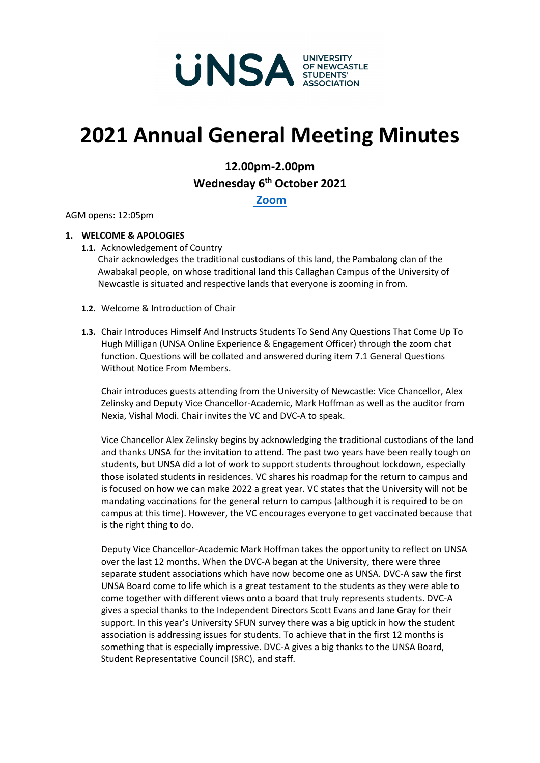UNSA UNIVERSITY OF NEWCASTLE STUDENTS' ASSOCIATION

# 2021 Annual General Meeting Minutes

**12.00pm-2.00pm**
**Wednesday 6th October 2021**
**[Zoom]**

AGM opens: 12:05pm

**1. WELCOME & APOLOGIES**

**1.1.** Acknowledgement of Country
Chair acknowledges the traditional custodians of this land, the Pambalong clan of the Awabakal people, on whose traditional land this Callaghan Campus of the University of Newcastle is situated and respective lands that everyone is zooming in from.

**1.2.** Welcome & Introduction of Chair

**1.3.** Chair Introduces Himself And Instructs Students To Send Any Questions That Come Up To Hugh Milligan (UNSA Online Experience & Engagement Officer) through the zoom chat function. Questions will be collated and answered during item 7.1 General Questions Without Notice From Members.

Chair introduces guests attending from the University of Newcastle: Vice Chancellor, Alex Zelinsky and Deputy Vice Chancellor-Academic, Mark Hoffman as well as the auditor from Nexia, Vishal Modi. Chair invites the VC and DVC-A to speak.

Vice Chancellor Alex Zelinsky begins by acknowledging the traditional custodians of the land and thanks UNSA for the invitation to attend. The past two years have been really tough on students, but UNSA did a lot of work to support students throughout lockdown, especially those isolated students in residences. VC shares his roadmap for the return to campus and is focused on how we can make 2022 a great year. VC states that the University will not be mandating vaccinations for the general return to campus (although it is required to be on campus at this time). However, the VC encourages everyone to get vaccinated because that is the right thing to do.

Deputy Vice Chancellor-Academic Mark Hoffman takes the opportunity to reflect on UNSA over the last 12 months. When the DVC-A began at the University, there were three separate student associations which have now become one as UNSA. DVC-A saw the first UNSA Board come to life which is a great testament to the students as they were able to come together with different views onto a board that truly represents students. DVC-A gives a special thanks to the Independent Directors Scott Evans and Jane Gray for their support. In this year's University SFUN survey there was a big uptick in how the student association is addressing issues for students. To achieve that in the first 12 months is something that is especially impressive. DVC-A gives a big thanks to the UNSA Board, Student Representative Council (SRC), and staff.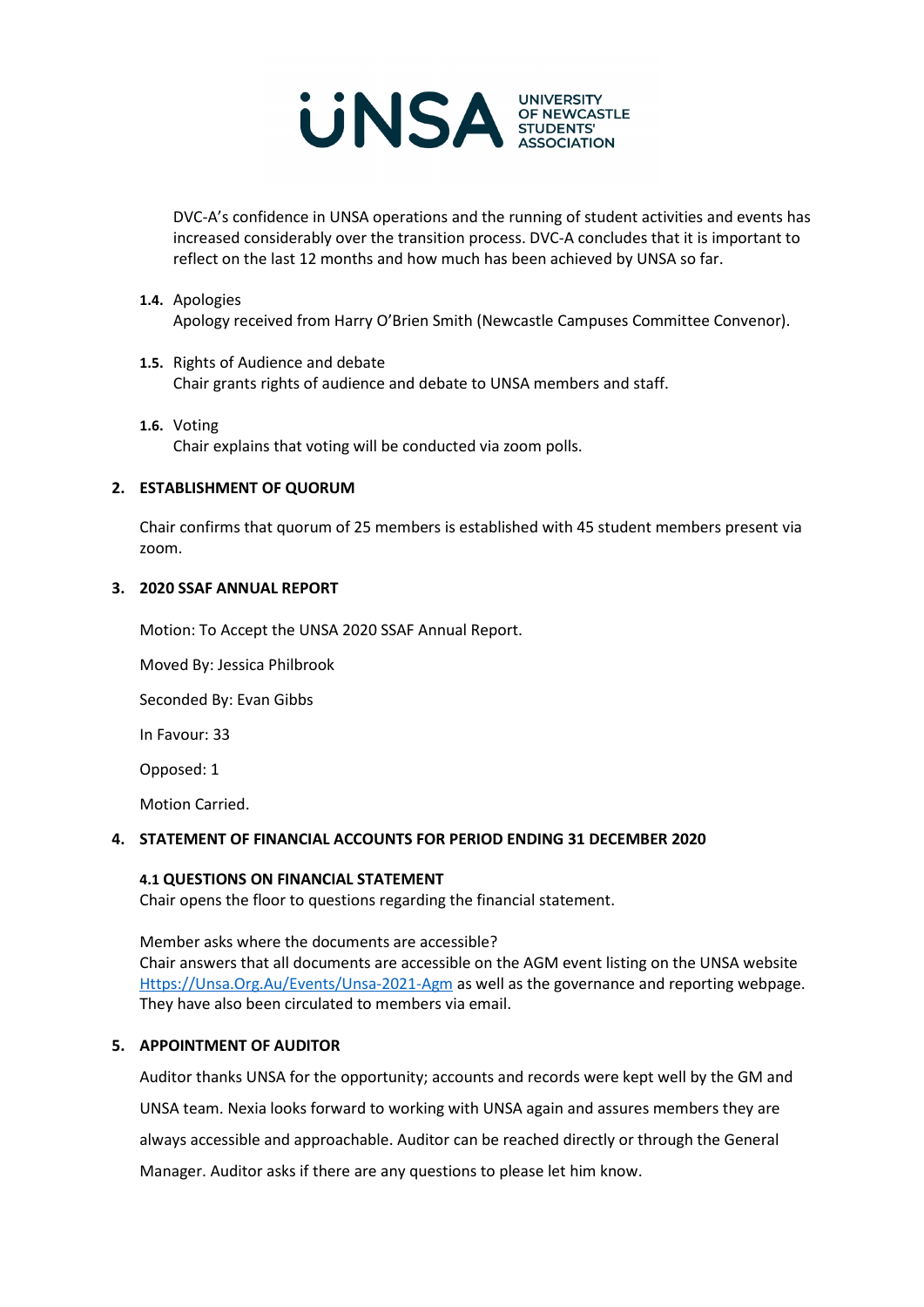DVC-A's confidence in UNSA operations and the running of student activities and events has increased considerably over the transition process. DVC-A concludes that it is important to reflect on the last 12 months and how much has been achieved by UNSA so far.

**1.4.** Apologies
Apology received from Harry O'Brien Smith (Newcastle Campuses Committee Convenor).

**1.5.** Rights of Audience and debate
Chair grants rights of audience and debate to UNSA members and staff.

**1.6.** Voting
Chair explains that voting will be conducted via zoom polls.

## 2. ESTABLISHMENT OF QUORUM

Chair confirms that quorum of 25 members is established with 45 student members present via zoom.

## 3. 2020 SSAF ANNUAL REPORT

Motion: To Accept the UNSA 2020 SSAF Annual Report.

Moved By: Jessica Philbrook

Seconded By: Evan Gibbs

In Favour: 33

Opposed: 1

Motion Carried.

## 4. STATEMENT OF FINANCIAL ACCOUNTS FOR PERIOD ENDING 31 DECEMBER 2020

### 4.1 QUESTIONS ON FINANCIAL STATEMENT

Chair opens the floor to questions regarding the financial statement.

Member asks where the documents are accessible?
Chair answers that all documents are accessible on the AGM event listing on the UNSA website [Https://Unsa.Org.Au/Events/Unsa-2021-Agm](Https://Unsa.Org.Au/Events/Unsa-2021-Agm) as well as the governance and reporting webpage. They have also been circulated to members via email.

## 5. APPOINTMENT OF AUDITOR

Auditor thanks UNSA for the opportunity; accounts and records were kept well by the GM and UNSA team. Nexia looks forward to working with UNSA again and assures members they are always accessible and approachable. Auditor can be reached directly or through the General Manager. Auditor asks if there are any questions to please let him know.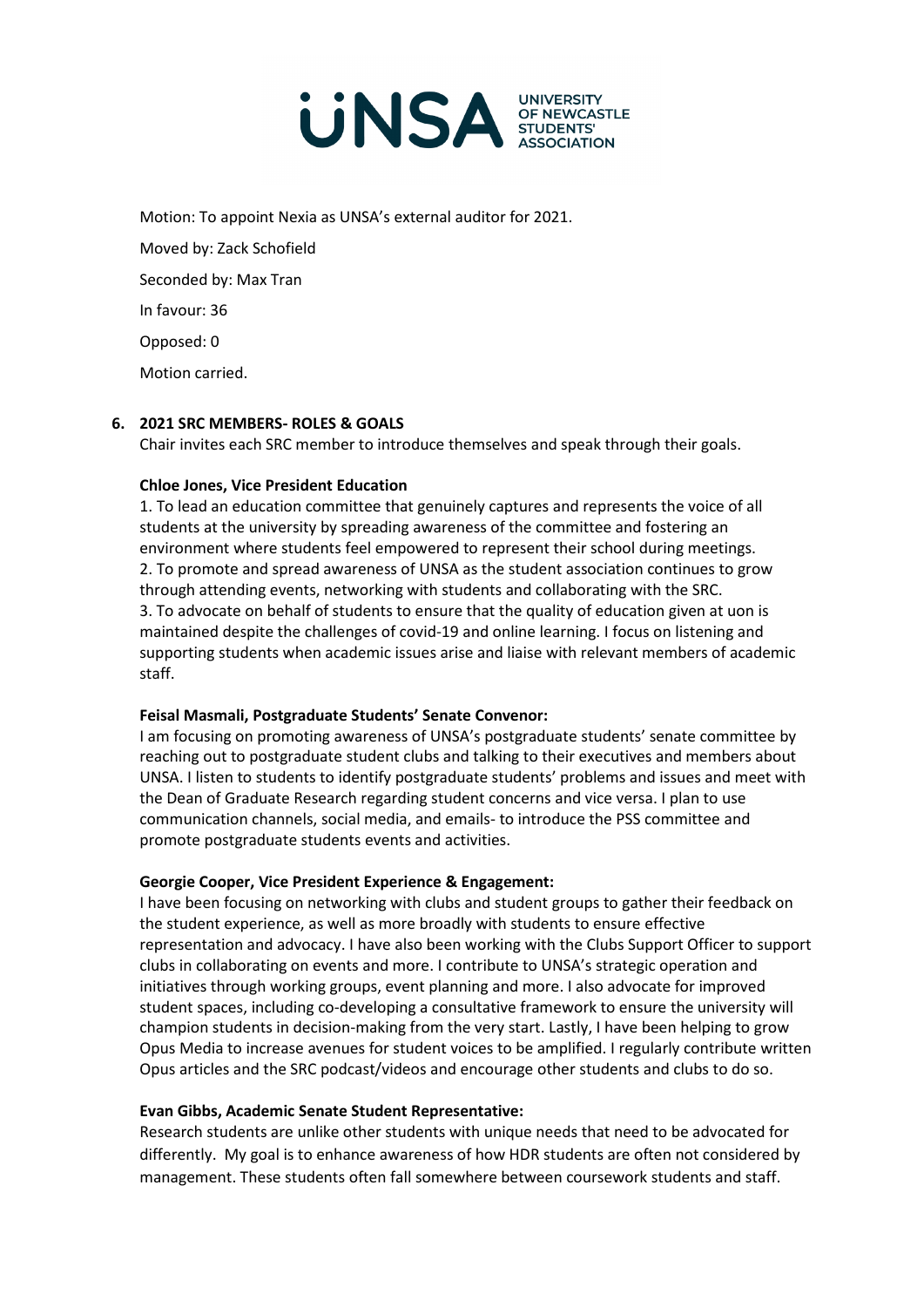Motion: To appoint Nexia as UNSA's external auditor for 2021.

Moved by: Zack Schofield

Seconded by: Max Tran

In favour: 36

Opposed: 0

Motion carried.

## 6. 2021 SRC MEMBERS- ROLES & GOALS

Chair invites each SRC member to introduce themselves and speak through their goals.

**Chloe Jones, Vice President Education**

1. To lead an education committee that genuinely captures and represents the voice of all students at the university by spreading awareness of the committee and fostering an environment where students feel empowered to represent their school during meetings.
2. To promote and spread awareness of UNSA as the student association continues to grow through attending events, networking with students and collaborating with the SRC.
3. To advocate on behalf of students to ensure that the quality of education given at uon is maintained despite the challenges of covid-19 and online learning. I focus on listening and supporting students when academic issues arise and liaise with relevant members of academic staff.

**Feisal Masmali, Postgraduate Students' Senate Convenor:**

I am focusing on promoting awareness of UNSA's postgraduate students' senate committee by reaching out to postgraduate student clubs and talking to their executives and members about UNSA. I listen to students to identify postgraduate students' problems and issues and meet with the Dean of Graduate Research regarding student concerns and vice versa. I plan to use communication channels, social media, and emails- to introduce the PSS committee and promote postgraduate students events and activities.

**Georgie Cooper, Vice President Experience & Engagement:**

I have been focusing on networking with clubs and student groups to gather their feedback on the student experience, as well as more broadly with students to ensure effective representation and advocacy. I have also been working with the Clubs Support Officer to support clubs in collaborating on events and more. I contribute to UNSA's strategic operation and initiatives through working groups, event planning and more. I also advocate for improved student spaces, including co-developing a consultative framework to ensure the university will champion students in decision-making from the very start. Lastly, I have been helping to grow Opus Media to increase avenues for student voices to be amplified. I regularly contribute written Opus articles and the SRC podcast/videos and encourage other students and clubs to do so.

**Evan Gibbs, Academic Senate Student Representative:**

Research students are unlike other students with unique needs that need to be advocated for differently. My goal is to enhance awareness of how HDR students are often not considered by management. These students often fall somewhere between coursework students and staff.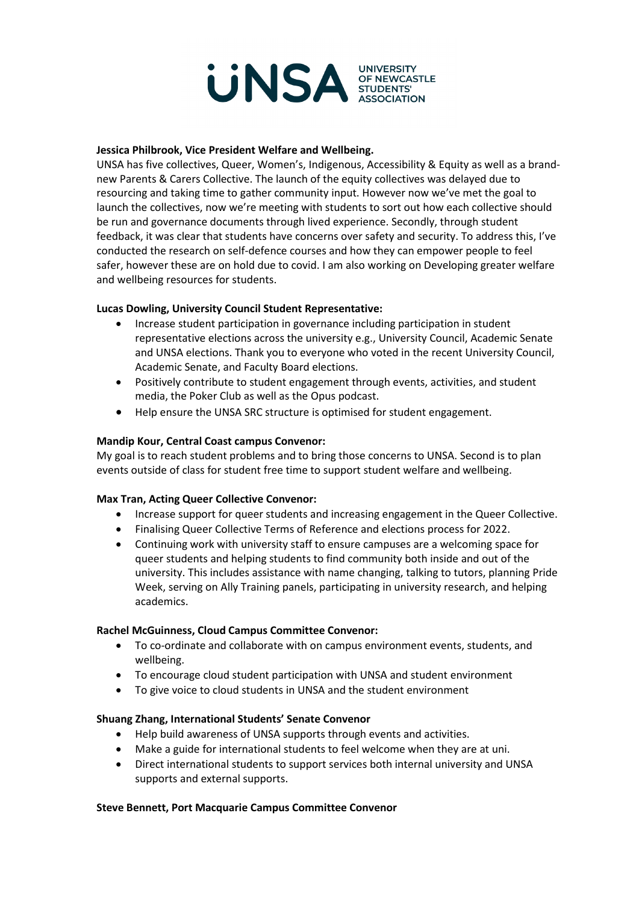**Jessica Philbrook, Vice President Welfare and Wellbeing.**
UNSA has five collectives, Queer, Women's, Indigenous, Accessibility & Equity as well as a brand-new Parents & Carers Collective. The launch of the equity collectives was delayed due to resourcing and taking time to gather community input. However now we've met the goal to launch the collectives, now we're meeting with students to sort out how each collective should be run and governance documents through lived experience. Secondly, through student feedback, it was clear that students have concerns over safety and security. To address this, I've conducted the research on self-defence courses and how they can empower people to feel safer, however these are on hold due to covid. I am also working on Developing greater welfare and wellbeing resources for students.

**Lucas Dowling, University Council Student Representative:**

- Increase student participation in governance including participation in student representative elections across the university e.g., University Council, Academic Senate and UNSA elections. Thank you to everyone who voted in the recent University Council, Academic Senate, and Faculty Board elections.
- Positively contribute to student engagement through events, activities, and student media, the Poker Club as well as the Opus podcast.
- Help ensure the UNSA SRC structure is optimised for student engagement.

**Mandip Kour, Central Coast campus Convenor:**
My goal is to reach student problems and to bring those concerns to UNSA. Second is to plan events outside of class for student free time to support student welfare and wellbeing.

**Max Tran, Acting Queer Collective Convenor:**

- Increase support for queer students and increasing engagement in the Queer Collective.
- Finalising Queer Collective Terms of Reference and elections process for 2022.
- Continuing work with university staff to ensure campuses are a welcoming space for queer students and helping students to find community both inside and out of the university. This includes assistance with name changing, talking to tutors, planning Pride Week, serving on Ally Training panels, participating in university research, and helping academics.

**Rachel McGuinness, Cloud Campus Committee Convenor:**

- To co-ordinate and collaborate with on campus environment events, students, and wellbeing.
- To encourage cloud student participation with UNSA and student environment
- To give voice to cloud students in UNSA and the student environment

**Shuang Zhang, International Students' Senate Convenor**

- Help build awareness of UNSA supports through events and activities.
- Make a guide for international students to feel welcome when they are at uni.
- Direct international students to support services both internal university and UNSA supports and external supports.

**Steve Bennett, Port Macquarie Campus Committee Convenor**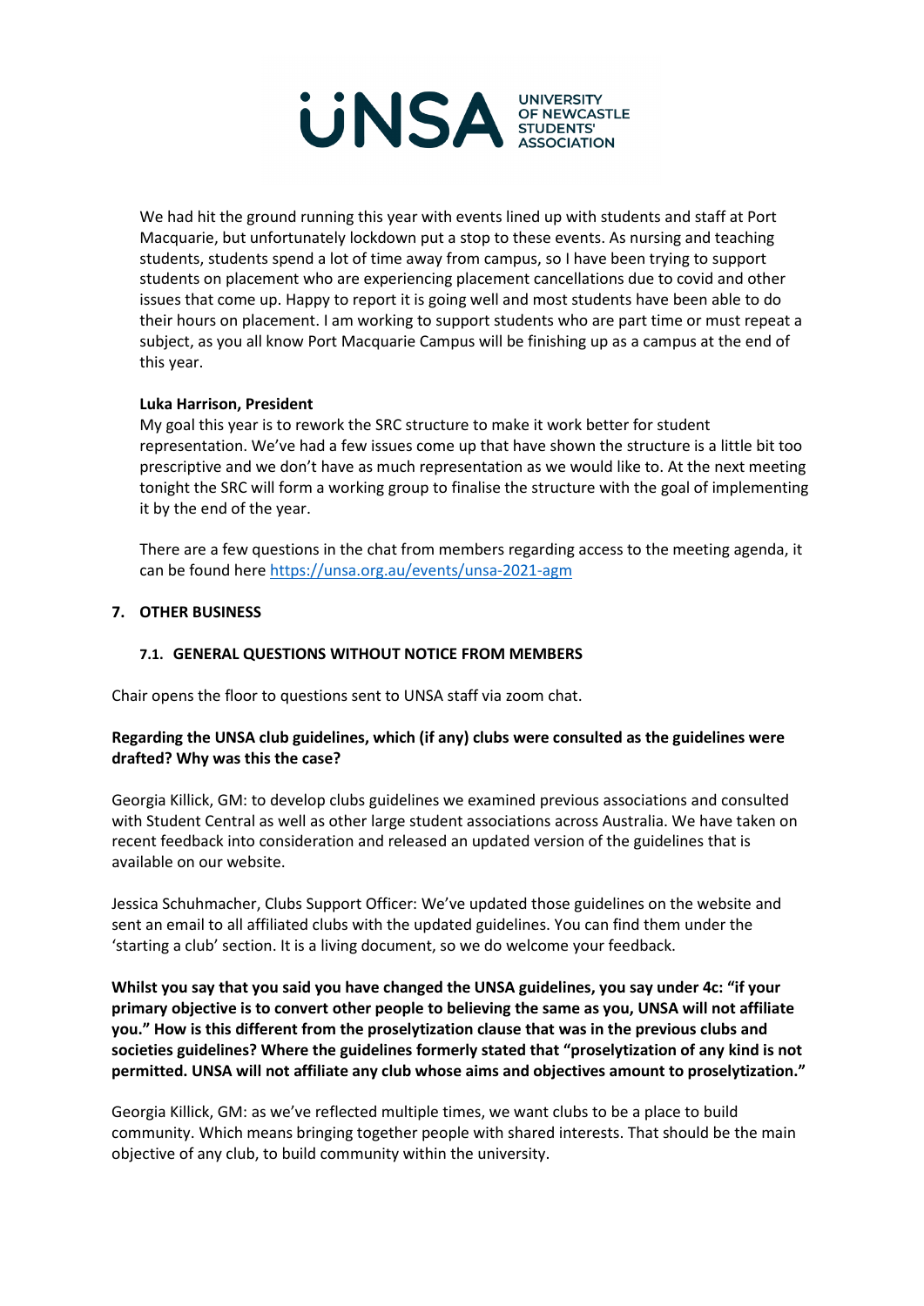We had hit the ground running this year with events lined up with students and staff at Port Macquarie, but unfortunately lockdown put a stop to these events. As nursing and teaching students, students spend a lot of time away from campus, so I have been trying to support students on placement who are experiencing placement cancellations due to covid and other issues that come up. Happy to report it is going well and most students have been able to do their hours on placement. I am working to support students who are part time or must repeat a subject, as you all know Port Macquarie Campus will be finishing up as a campus at the end of this year.

**Luka Harrison, President**
My goal this year is to rework the SRC structure to make it work better for student representation. We've had a few issues come up that have shown the structure is a little bit too prescriptive and we don't have as much representation as we would like to. At the next meeting tonight the SRC will form a working group to finalise the structure with the goal of implementing it by the end of the year.

There are a few questions in the chat from members regarding access to the meeting agenda, it can be found here https://unsa.org.au/events/unsa-2021-agm

## 7. OTHER BUSINESS

### 7.1. GENERAL QUESTIONS WITHOUT NOTICE FROM MEMBERS

Chair opens the floor to questions sent to UNSA staff via zoom chat.

**Regarding the UNSA club guidelines, which (if any) clubs were consulted as the guidelines were drafted? Why was this the case?**

Georgia Killick, GM: to develop clubs guidelines we examined previous associations and consulted with Student Central as well as other large student associations across Australia. We have taken on recent feedback into consideration and released an updated version of the guidelines that is available on our website.

Jessica Schuhmacher, Clubs Support Officer: We've updated those guidelines on the website and sent an email to all affiliated clubs with the updated guidelines. You can find them under the 'starting a club' section. It is a living document, so we do welcome your feedback.

**Whilst you say that you said you have changed the UNSA guidelines, you say under 4c: "if your primary objective is to convert other people to believing the same as you, UNSA will not affiliate you." How is this different from the proselytization clause that was in the previous clubs and societies guidelines? Where the guidelines formerly stated that "proselytization of any kind is not permitted. UNSA will not affiliate any club whose aims and objectives amount to proselytization."**

Georgia Killick, GM: as we've reflected multiple times, we want clubs to be a place to build community. Which means bringing together people with shared interests. That should be the main objective of any club, to build community within the university.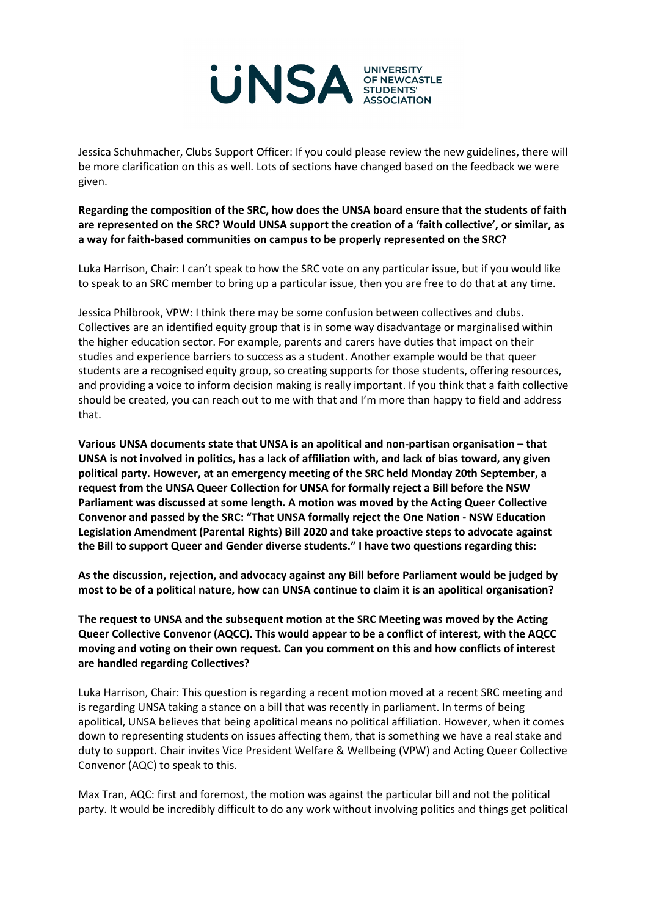Jessica Schuhmacher, Clubs Support Officer: If you could please review the new guidelines, there will be more clarification on this as well. Lots of sections have changed based on the feedback we were given.

**Regarding the composition of the SRC, how does the UNSA board ensure that the students of faith are represented on the SRC? Would UNSA support the creation of a 'faith collective', or similar, as a way for faith-based communities on campus to be properly represented on the SRC?**

Luka Harrison, Chair: I can't speak to how the SRC vote on any particular issue, but if you would like to speak to an SRC member to bring up a particular issue, then you are free to do that at any time.

Jessica Philbrook, VPW: I think there may be some confusion between collectives and clubs. Collectives are an identified equity group that is in some way disadvantage or marginalised within the higher education sector. For example, parents and carers have duties that impact on their studies and experience barriers to success as a student. Another example would be that queer students are a recognised equity group, so creating supports for those students, offering resources, and providing a voice to inform decision making is really important. If you think that a faith collective should be created, you can reach out to me with that and I'm more than happy to field and address that.

**Various UNSA documents state that UNSA is an apolitical and non-partisan organisation – that UNSA is not involved in politics, has a lack of affiliation with, and lack of bias toward, any given political party. However, at an emergency meeting of the SRC held Monday 20th September, a request from the UNSA Queer Collection for UNSA for formally reject a Bill before the NSW Parliament was discussed at some length. A motion was moved by the Acting Queer Collective Convenor and passed by the SRC: "That UNSA formally reject the One Nation - NSW Education Legislation Amendment (Parental Rights) Bill 2020 and take proactive steps to advocate against the Bill to support Queer and Gender diverse students." I have two questions regarding this:**

**As the discussion, rejection, and advocacy against any Bill before Parliament would be judged by most to be of a political nature, how can UNSA continue to claim it is an apolitical organisation?**

**The request to UNSA and the subsequent motion at the SRC Meeting was moved by the Acting Queer Collective Convenor (AQCC). This would appear to be a conflict of interest, with the AQCC moving and voting on their own request. Can you comment on this and how conflicts of interest are handled regarding Collectives?**

Luka Harrison, Chair: This question is regarding a recent motion moved at a recent SRC meeting and is regarding UNSA taking a stance on a bill that was recently in parliament. In terms of being apolitical, UNSA believes that being apolitical means no political affiliation. However, when it comes down to representing students on issues affecting them, that is something we have a real stake and duty to support. Chair invites Vice President Welfare & Wellbeing (VPW) and Acting Queer Collective Convenor (AQC) to speak to this.

Max Tran, AQC: first and foremost, the motion was against the particular bill and not the political party. It would be incredibly difficult to do any work without involving politics and things get political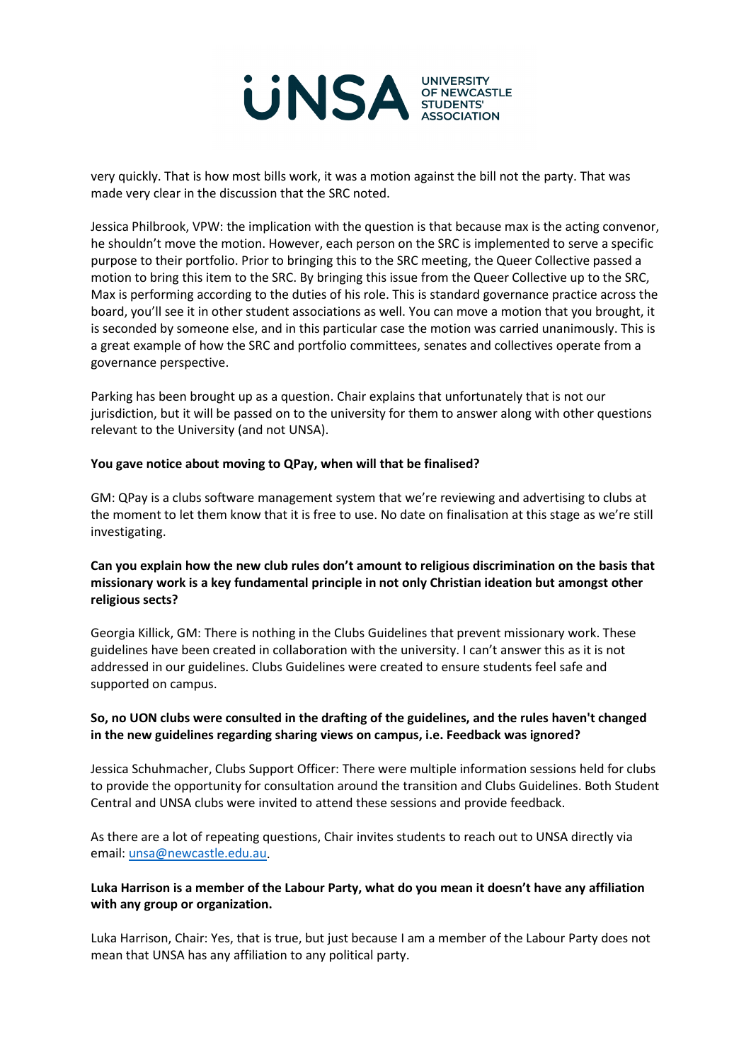very quickly. That is how most bills work, it was a motion against the bill not the party. That was made very clear in the discussion that the SRC noted.

Jessica Philbrook, VPW: the implication with the question is that because max is the acting convenor, he shouldn't move the motion. However, each person on the SRC is implemented to serve a specific purpose to their portfolio. Prior to bringing this to the SRC meeting, the Queer Collective passed a motion to bring this item to the SRC. By bringing this issue from the Queer Collective up to the SRC, Max is performing according to the duties of his role. This is standard governance practice across the board, you'll see it in other student associations as well. You can move a motion that you brought, it is seconded by someone else, and in this particular case the motion was carried unanimously. This is a great example of how the SRC and portfolio committees, senates and collectives operate from a governance perspective.

Parking has been brought up as a question. Chair explains that unfortunately that is not our jurisdiction, but it will be passed on to the university for them to answer along with other questions relevant to the University (and not UNSA).

**You gave notice about moving to QPay, when will that be finalised?**

GM: QPay is a clubs software management system that we're reviewing and advertising to clubs at the moment to let them know that it is free to use. No date on finalisation at this stage as we're still investigating.

**Can you explain how the new club rules don't amount to religious discrimination on the basis that missionary work is a key fundamental principle in not only Christian ideation but amongst other religious sects?**

Georgia Killick, GM: There is nothing in the Clubs Guidelines that prevent missionary work. These guidelines have been created in collaboration with the university. I can't answer this as it is not addressed in our guidelines. Clubs Guidelines were created to ensure students feel safe and supported on campus.

**So, no UON clubs were consulted in the drafting of the guidelines, and the rules haven't changed in the new guidelines regarding sharing views on campus, i.e. Feedback was ignored?**

Jessica Schuhmacher, Clubs Support Officer: There were multiple information sessions held for clubs to provide the opportunity for consultation around the transition and Clubs Guidelines. Both Student Central and UNSA clubs were invited to attend these sessions and provide feedback.

As there are a lot of repeating questions, Chair invites students to reach out to UNSA directly via email: unsa@newcastle.edu.au.

**Luka Harrison is a member of the Labour Party, what do you mean it doesn't have any affiliation with any group or organization.**

Luka Harrison, Chair: Yes, that is true, but just because I am a member of the Labour Party does not mean that UNSA has any affiliation to any political party.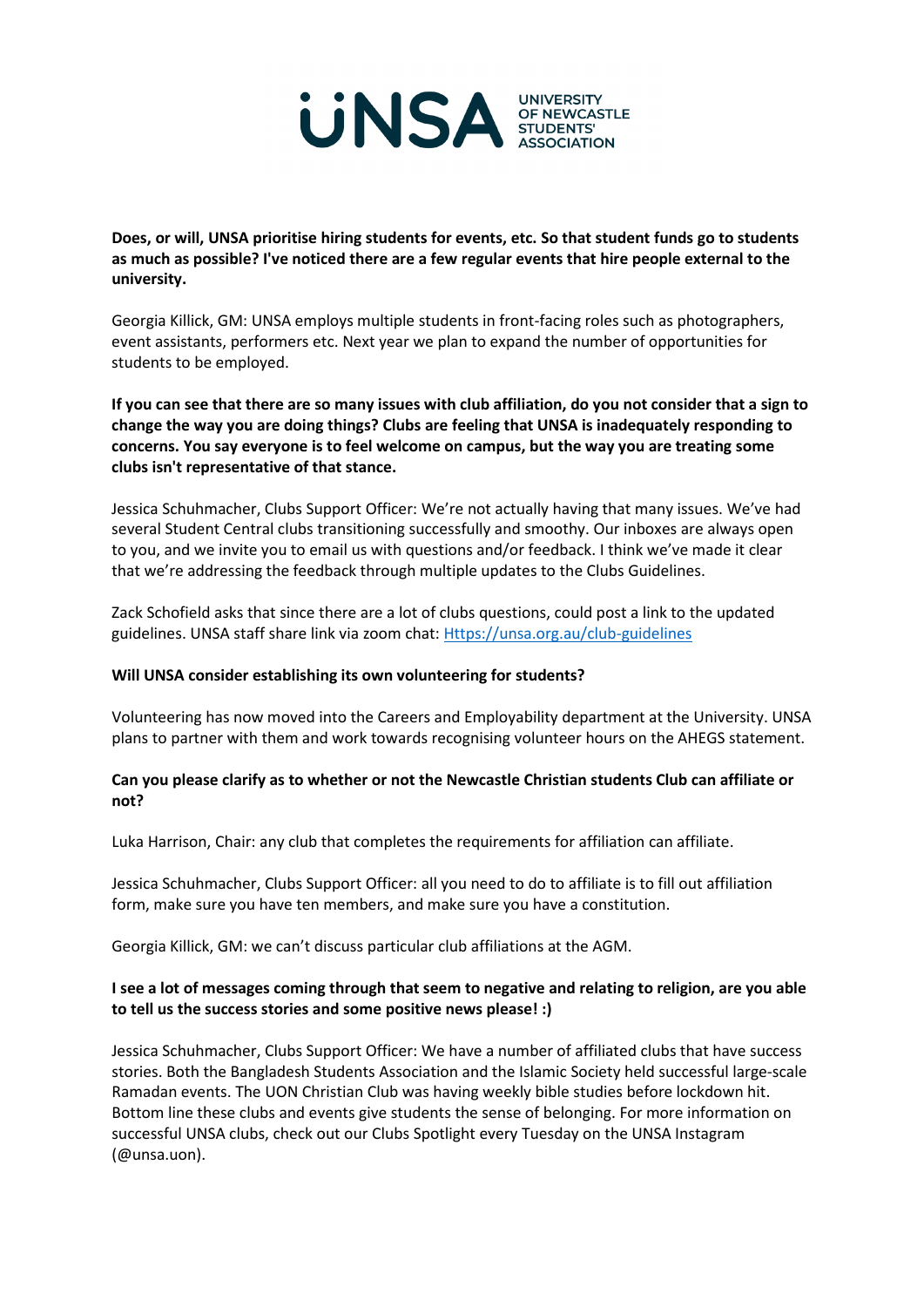**Does, or will, UNSA prioritise hiring students for events, etc. So that student funds go to students as much as possible? I've noticed there are a few regular events that hire people external to the university.**

Georgia Killick, GM: UNSA employs multiple students in front-facing roles such as photographers, event assistants, performers etc. Next year we plan to expand the number of opportunities for students to be employed.

**If you can see that there are so many issues with club affiliation, do you not consider that a sign to change the way you are doing things? Clubs are feeling that UNSA is inadequately responding to concerns. You say everyone is to feel welcome on campus, but the way you are treating some clubs isn't representative of that stance.**

Jessica Schuhmacher, Clubs Support Officer: We're not actually having that many issues. We've had several Student Central clubs transitioning successfully and smoothy. Our inboxes are always open to you, and we invite you to email us with questions and/or feedback. I think we've made it clear that we're addressing the feedback through multiple updates to the Clubs Guidelines.

Zack Schofield asks that since there are a lot of clubs questions, could post a link to the updated guidelines. UNSA staff share link via zoom chat: [Https://unsa.org.au/club-guidelines](Https://unsa.org.au/club-guidelines)

**Will UNSA consider establishing its own volunteering for students?**

Volunteering has now moved into the Careers and Employability department at the University. UNSA plans to partner with them and work towards recognising volunteer hours on the AHEGS statement.

**Can you please clarify as to whether or not the Newcastle Christian students Club can affiliate or not?**

Luka Harrison, Chair: any club that completes the requirements for affiliation can affiliate.

Jessica Schuhmacher, Clubs Support Officer: all you need to do to affiliate is to fill out affiliation form, make sure you have ten members, and make sure you have a constitution.

Georgia Killick, GM: we can't discuss particular club affiliations at the AGM.

**I see a lot of messages coming through that seem to negative and relating to religion, are you able to tell us the success stories and some positive news please! :)**

Jessica Schuhmacher, Clubs Support Officer: We have a number of affiliated clubs that have success stories. Both the Bangladesh Students Association and the Islamic Society held successful large-scale Ramadan events. The UON Christian Club was having weekly bible studies before lockdown hit. Bottom line these clubs and events give students the sense of belonging. For more information on successful UNSA clubs, check out our Clubs Spotlight every Tuesday on the UNSA Instagram (@unsa.uon).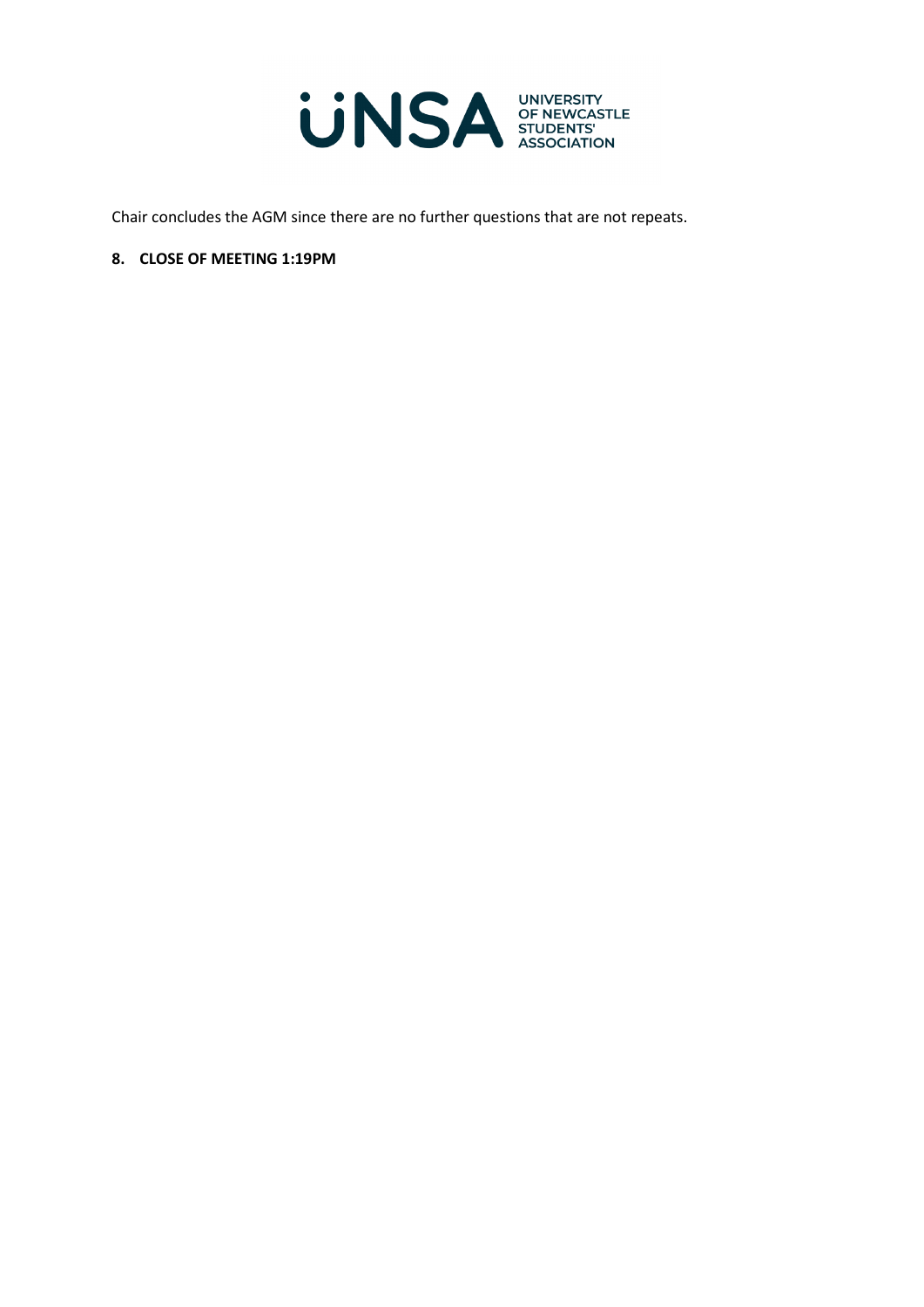Chair concludes the AGM since there are no further questions that are not repeats.

**8. CLOSE OF MEETING 1:19PM**